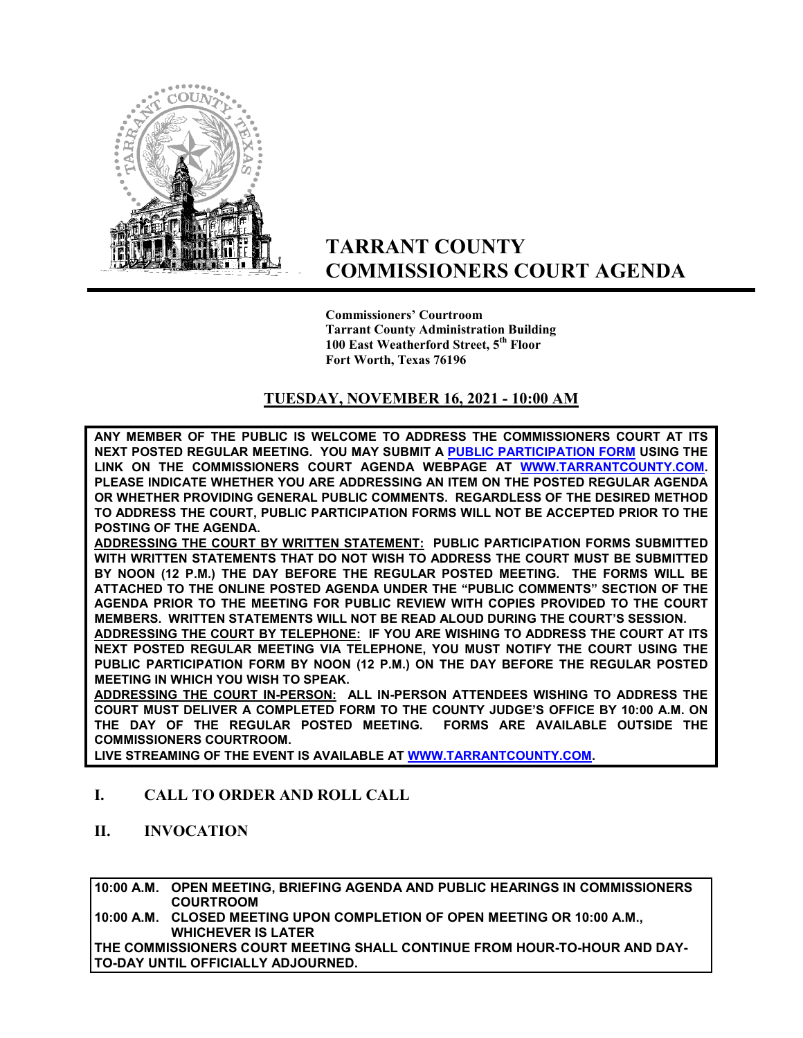# TARRANT COUNTY COMMISSIONERS COURT AGENDA

**Commissioners' Courtroom**
**Tarrant County Administration Building**
**100 East Weatherford Street, 5th Floor**
**Fort Worth, Texas 76196**

## TUESDAY, NOVEMBER 16, 2021 - 10:00 AM

**ANY MEMBER OF THE PUBLIC IS WELCOME TO ADDRESS THE COMMISSIONERS COURT AT ITS NEXT POSTED REGULAR MEETING. YOU MAY SUBMIT A PUBLIC PARTICIPATION FORM USING THE LINK ON THE COMMISSIONERS COURT AGENDA WEBPAGE AT WWW.TARRANTCOUNTY.COM. PLEASE INDICATE WHETHER YOU ARE ADDRESSING AN ITEM ON THE POSTED REGULAR AGENDA OR WHETHER PROVIDING GENERAL PUBLIC COMMENTS. REGARDLESS OF THE DESIRED METHOD TO ADDRESS THE COURT, PUBLIC PARTICIPATION FORMS WILL NOT BE ACCEPTED PRIOR TO THE POSTING OF THE AGENDA.**

**ADDRESSING THE COURT BY WRITTEN STATEMENT: PUBLIC PARTICIPATION FORMS SUBMITTED WITH WRITTEN STATEMENTS THAT DO NOT WISH TO ADDRESS THE COURT MUST BE SUBMITTED BY NOON (12 P.M.) THE DAY BEFORE THE REGULAR POSTED MEETING. THE FORMS WILL BE ATTACHED TO THE ONLINE POSTED AGENDA UNDER THE "PUBLIC COMMENTS" SECTION OF THE AGENDA PRIOR TO THE MEETING FOR PUBLIC REVIEW WITH COPIES PROVIDED TO THE COURT MEMBERS. WRITTEN STATEMENTS WILL NOT BE READ ALOUD DURING THE COURT'S SESSION.**

**ADDRESSING THE COURT BY TELEPHONE: IF YOU ARE WISHING TO ADDRESS THE COURT AT ITS NEXT POSTED REGULAR MEETING VIA TELEPHONE, YOU MUST NOTIFY THE COURT USING THE PUBLIC PARTICIPATION FORM BY NOON (12 P.M.) ON THE DAY BEFORE THE REGULAR POSTED MEETING IN WHICH YOU WISH TO SPEAK.**

**ADDRESSING THE COURT IN-PERSON: ALL IN-PERSON ATTENDEES WISHING TO ADDRESS THE COURT MUST DELIVER A COMPLETED FORM TO THE COUNTY JUDGE'S OFFICE BY 10:00 A.M. ON THE DAY OF THE REGULAR POSTED MEETING. FORMS ARE AVAILABLE OUTSIDE THE COMMISSIONERS COURTROOM.**

**LIVE STREAMING OF THE EVENT IS AVAILABLE AT WWW.TARRANTCOUNTY.COM.**

## I. CALL TO ORDER AND ROLL CALL

## II. INVOCATION

**10:00 A.M. OPEN MEETING, BRIEFING AGENDA AND PUBLIC HEARINGS IN COMMISSIONERS COURTROOM**
**10:00 A.M. CLOSED MEETING UPON COMPLETION OF OPEN MEETING OR 10:00 A.M., WHICHEVER IS LATER**
**THE COMMISSIONERS COURT MEETING SHALL CONTINUE FROM HOUR-TO-HOUR AND DAY-TO-DAY UNTIL OFFICIALLY ADJOURNED.**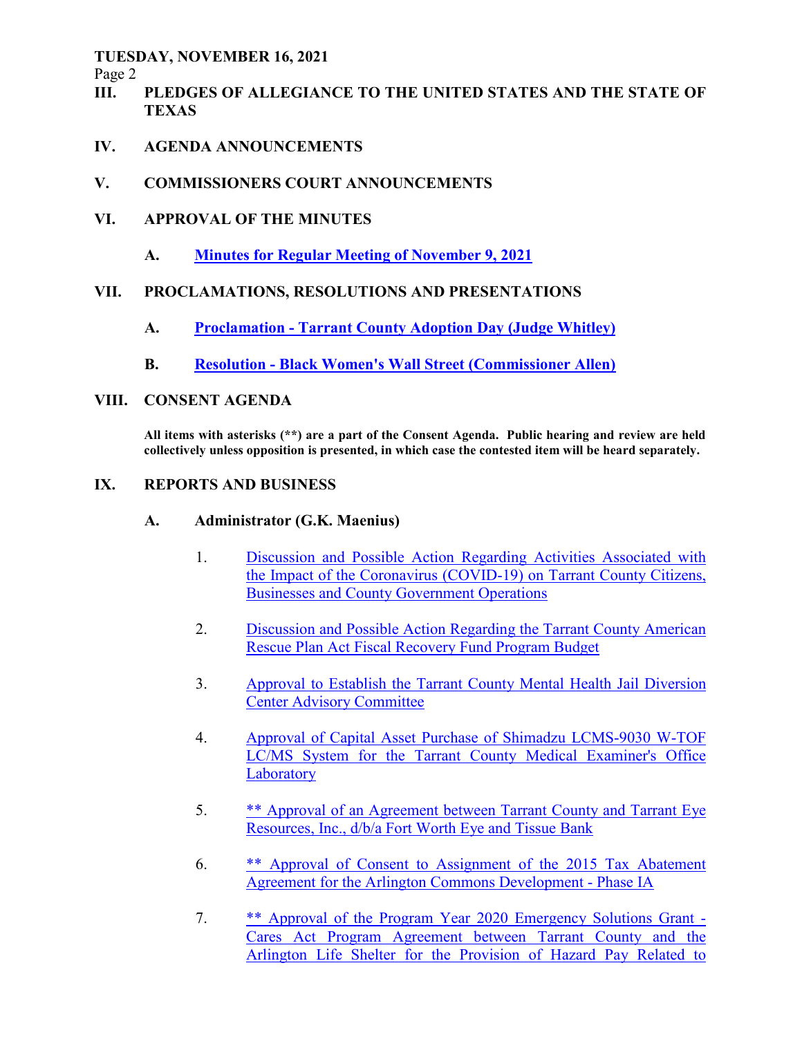## III. PLEDGES OF ALLEGIANCE TO THE UNITED STATES AND THE STATE OF TEXAS

## IV. AGENDA ANNOUNCEMENTS

## V. COMMISSIONERS COURT ANNOUNCEMENTS

## VI. APPROVAL OF THE MINUTES

**A. Minutes for Regular Meeting of November 9, 2021**

## VII. PROCLAMATIONS, RESOLUTIONS AND PRESENTATIONS

**A. Proclamation - Tarrant County Adoption Day (Judge Whitley)**

**B. Resolution - Black Women's Wall Street (Commissioner Allen)**

## VIII. CONSENT AGENDA

**All items with asterisks (**) are a part of the Consent Agenda. Public hearing and review are held collectively unless opposition is presented, in which case the contested item will be heard separately.**

## IX. REPORTS AND BUSINESS

### A. Administrator (G.K. Maenius)

1. Discussion and Possible Action Regarding Activities Associated with the Impact of the Coronavirus (COVID-19) on Tarrant County Citizens, Businesses and County Government Operations

2. Discussion and Possible Action Regarding the Tarrant County American Rescue Plan Act Fiscal Recovery Fund Program Budget

3. Approval to Establish the Tarrant County Mental Health Jail Diversion Center Advisory Committee

4. Approval of Capital Asset Purchase of Shimadzu LCMS-9030 W-TOF LC/MS System for the Tarrant County Medical Examiner's Office Laboratory

5. ** Approval of an Agreement between Tarrant County and Tarrant Eye Resources, Inc., d/b/a Fort Worth Eye and Tissue Bank

6. ** Approval of Consent to Assignment of the 2015 Tax Abatement Agreement for the Arlington Commons Development - Phase IA

7. ** Approval of the Program Year 2020 Emergency Solutions Grant - Cares Act Program Agreement between Tarrant County and the Arlington Life Shelter for the Provision of Hazard Pay Related to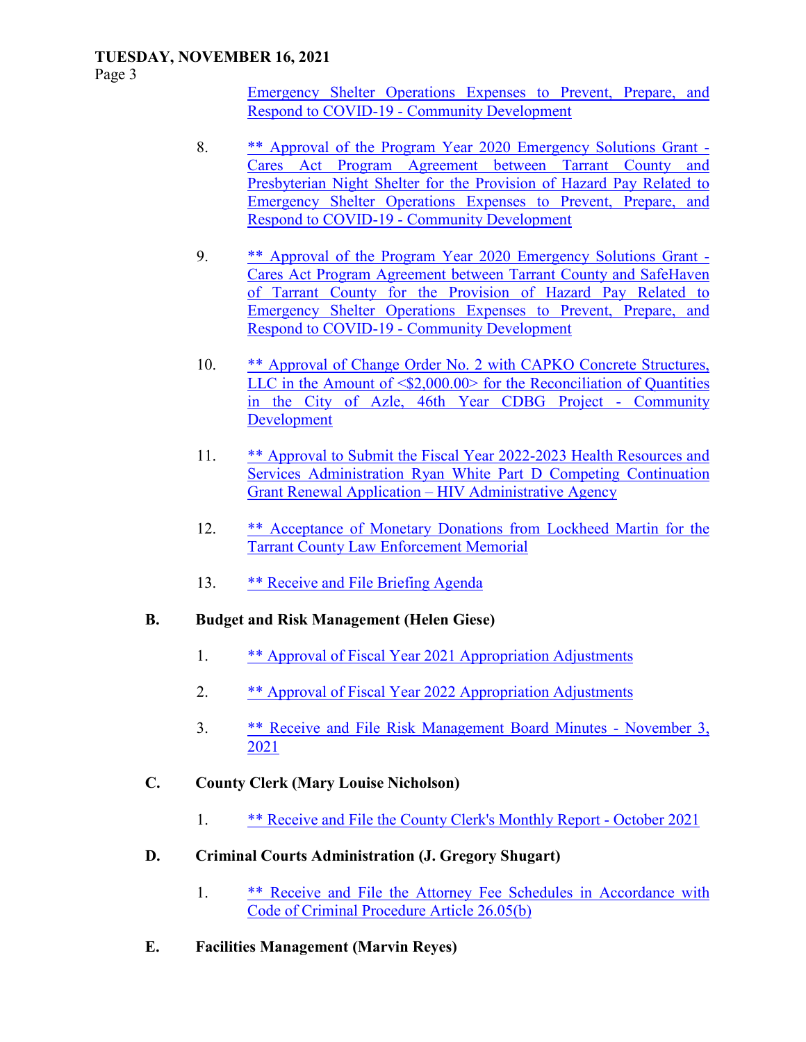Emergency Shelter Operations Expenses to Prevent, Prepare, and Respond to COVID-19 - Community Development

8. ** Approval of the Program Year 2020 Emergency Solutions Grant - Cares Act Program Agreement between Tarrant County and Presbyterian Night Shelter for the Provision of Hazard Pay Related to Emergency Shelter Operations Expenses to Prevent, Prepare, and Respond to COVID-19 - Community Development

9. ** Approval of the Program Year 2020 Emergency Solutions Grant - Cares Act Program Agreement between Tarrant County and SafeHaven of Tarrant County for the Provision of Hazard Pay Related to Emergency Shelter Operations Expenses to Prevent, Prepare, and Respond to COVID-19 - Community Development

10. ** Approval of Change Order No. 2 with CAPKO Concrete Structures, LLC in the Amount of <$2,000.00> for the Reconciliation of Quantities in the City of Azle, 46th Year CDBG Project - Community Development

11. ** Approval to Submit the Fiscal Year 2022-2023 Health Resources and Services Administration Ryan White Part D Competing Continuation Grant Renewal Application – HIV Administrative Agency

12. ** Acceptance of Monetary Donations from Lockheed Martin for the Tarrant County Law Enforcement Memorial

13. ** Receive and File Briefing Agenda

**B. Budget and Risk Management (Helen Giese)**

1. ** Approval of Fiscal Year 2021 Appropriation Adjustments

2. ** Approval of Fiscal Year 2022 Appropriation Adjustments

3. ** Receive and File Risk Management Board Minutes - November 3, 2021

**C. County Clerk (Mary Louise Nicholson)**

1. ** Receive and File the County Clerk's Monthly Report - October 2021

**D. Criminal Courts Administration (J. Gregory Shugart)**

1. ** Receive and File the Attorney Fee Schedules in Accordance with Code of Criminal Procedure Article 26.05(b)

**E. Facilities Management (Marvin Reyes)**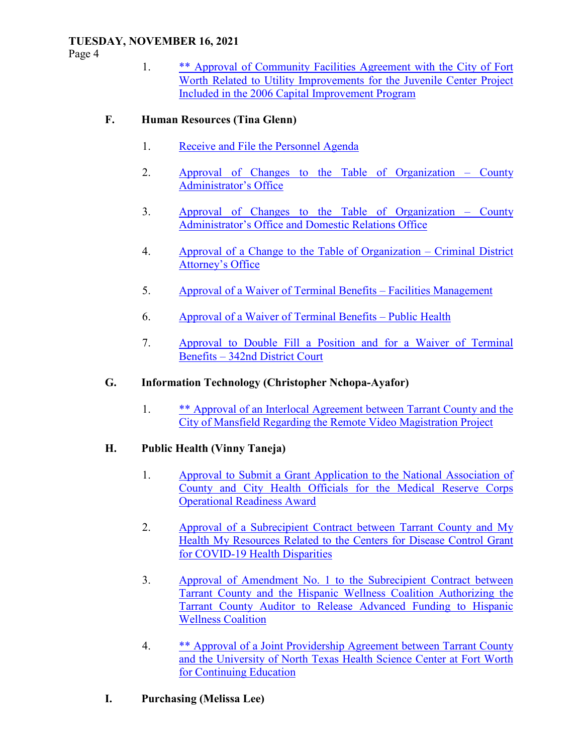1. ** Approval of Community Facilities Agreement with the City of Fort Worth Related to Utility Improvements for the Juvenile Center Project Included in the 2006 Capital Improvement Program

**F. Human Resources (Tina Glenn)**

1. Receive and File the Personnel Agenda

2. Approval of Changes to the Table of Organization – County Administrator's Office

3. Approval of Changes to the Table of Organization – County Administrator's Office and Domestic Relations Office

4. Approval of a Change to the Table of Organization – Criminal District Attorney's Office

5. Approval of a Waiver of Terminal Benefits – Facilities Management

6. Approval of a Waiver of Terminal Benefits – Public Health

7. Approval to Double Fill a Position and for a Waiver of Terminal Benefits – 342nd District Court

**G. Information Technology (Christopher Nchopa-Ayafor)**

1. ** Approval of an Interlocal Agreement between Tarrant County and the City of Mansfield Regarding the Remote Video Magistration Project

**H. Public Health (Vinny Taneja)**

1. Approval to Submit a Grant Application to the National Association of County and City Health Officials for the Medical Reserve Corps Operational Readiness Award

2. Approval of a Subrecipient Contract between Tarrant County and My Health My Resources Related to the Centers for Disease Control Grant for COVID-19 Health Disparities

3. Approval of Amendment No. 1 to the Subrecipient Contract between Tarrant County and the Hispanic Wellness Coalition Authorizing the Tarrant County Auditor to Release Advanced Funding to Hispanic Wellness Coalition

4. ** Approval of a Joint Providership Agreement between Tarrant County and the University of North Texas Health Science Center at Fort Worth for Continuing Education

**I. Purchasing (Melissa Lee)**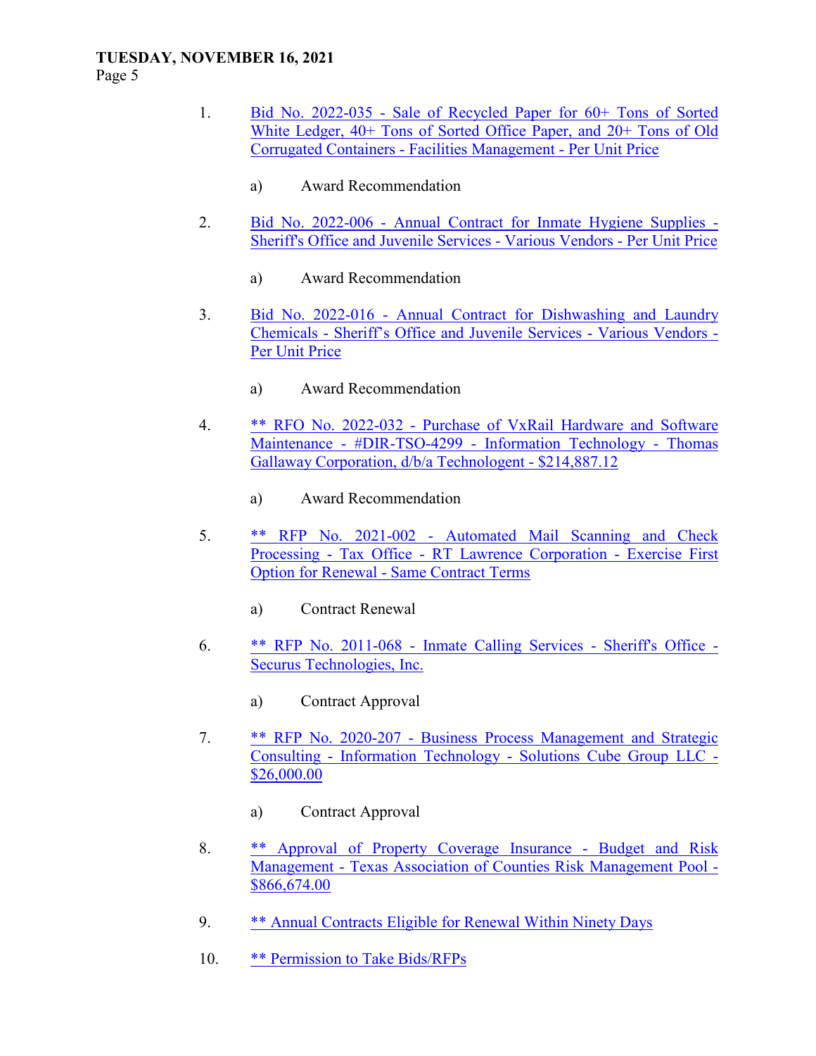1. Bid No. 2022-035 - Sale of Recycled Paper for 60+ Tons of Sorted White Ledger, 40+ Tons of Sorted Office Paper, and 20+ Tons of Old Corrugated Containers - Facilities Management - Per Unit Price

   a) Award Recommendation

2. Bid No. 2022-006 - Annual Contract for Inmate Hygiene Supplies - Sheriff's Office and Juvenile Services - Various Vendors - Per Unit Price

   a) Award Recommendation

3. Bid No. 2022-016 - Annual Contract for Dishwashing and Laundry Chemicals - Sheriff's Office and Juvenile Services - Various Vendors - Per Unit Price

   a) Award Recommendation

4. ** RFO No. 2022-032 - Purchase of VxRail Hardware and Software Maintenance - #DIR-TSO-4299 - Information Technology - Thomas Gallaway Corporation, d/b/a Technologent - $214,887.12

   a) Award Recommendation

5. ** RFP No. 2021-002 - Automated Mail Scanning and Check Processing - Tax Office - RT Lawrence Corporation - Exercise First Option for Renewal - Same Contract Terms

   a) Contract Renewal

6. ** RFP No. 2011-068 - Inmate Calling Services - Sheriff's Office - Securus Technologies, Inc.

   a) Contract Approval

7. ** RFP No. 2020-207 - Business Process Management and Strategic Consulting - Information Technology - Solutions Cube Group LLC - $26,000.00

   a) Contract Approval

8. ** Approval of Property Coverage Insurance - Budget and Risk Management - Texas Association of Counties Risk Management Pool - $866,674.00

9. ** Annual Contracts Eligible for Renewal Within Ninety Days

10. ** Permission to Take Bids/RFPs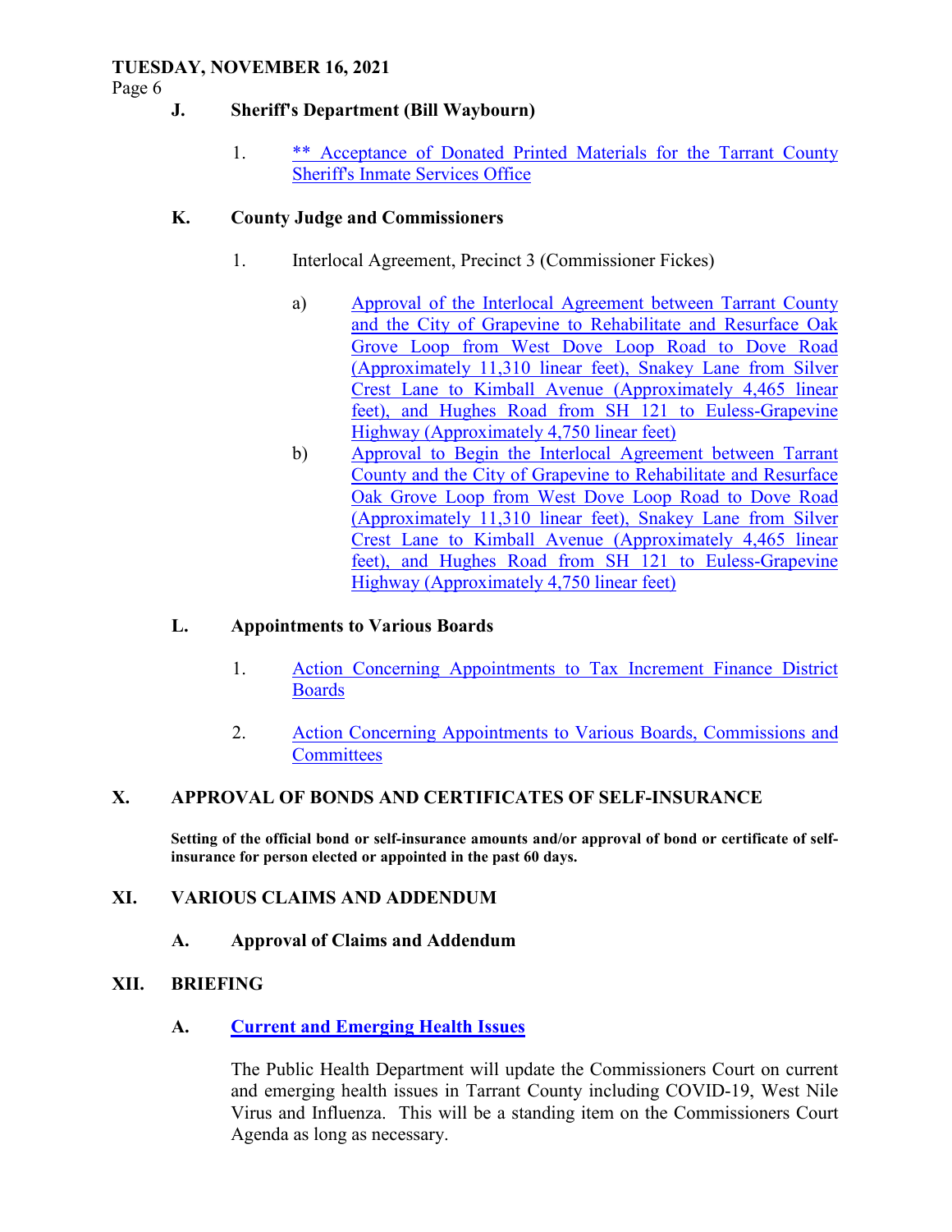### J. Sheriff's Department (Bill Waybourn)

1. ** Acceptance of Donated Printed Materials for the Tarrant County Sheriff's Inmate Services Office

### K. County Judge and Commissioners

1. Interlocal Agreement, Precinct 3 (Commissioner Fickes)

   a) Approval of the Interlocal Agreement between Tarrant County and the City of Grapevine to Rehabilitate and Resurface Oak Grove Loop from West Dove Loop Road to Dove Road (Approximately 11,310 linear feet), Snakey Lane from Silver Crest Lane to Kimball Avenue (Approximately 4,465 linear feet), and Hughes Road from SH 121 to Euless-Grapevine Highway (Approximately 4,750 linear feet)

   b) Approval to Begin the Interlocal Agreement between Tarrant County and the City of Grapevine to Rehabilitate and Resurface Oak Grove Loop from West Dove Loop Road to Dove Road (Approximately 11,310 linear feet), Snakey Lane from Silver Crest Lane to Kimball Avenue (Approximately 4,465 linear feet), and Hughes Road from SH 121 to Euless-Grapevine Highway (Approximately 4,750 linear feet)

### L. Appointments to Various Boards

1. Action Concerning Appointments to Tax Increment Finance District Boards

2. Action Concerning Appointments to Various Boards, Commissions and Committees

## X. APPROVAL OF BONDS AND CERTIFICATES OF SELF-INSURANCE

**Setting of the official bond or self-insurance amounts and/or approval of bond or certificate of self-insurance for person elected or appointed in the past 60 days.**

## XI. VARIOUS CLAIMS AND ADDENDUM

### A. Approval of Claims and Addendum

## XII. BRIEFING

### A. Current and Emerging Health Issues

The Public Health Department will update the Commissioners Court on current and emerging health issues in Tarrant County including COVID-19, West Nile Virus and Influenza. This will be a standing item on the Commissioners Court Agenda as long as necessary.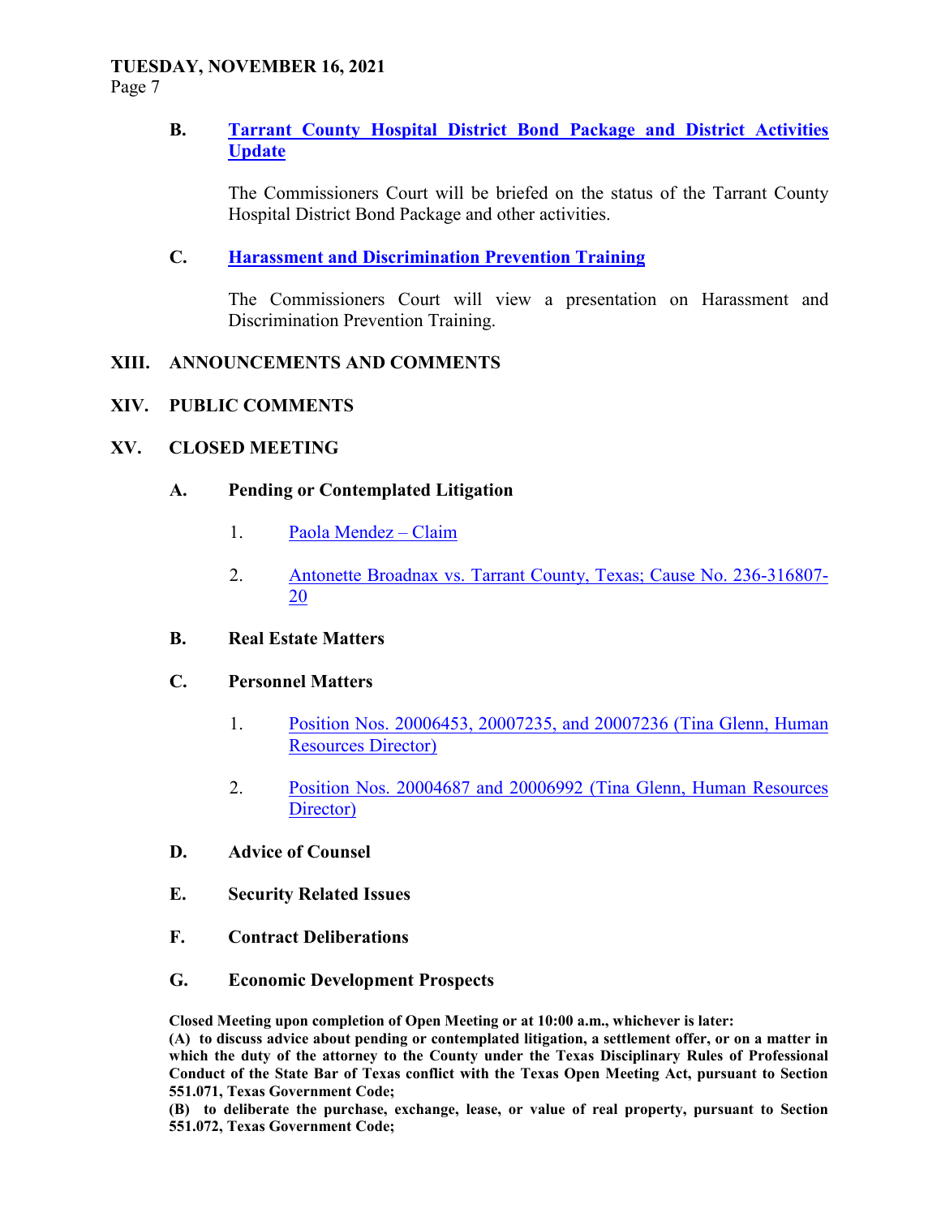**B. Tarrant County Hospital District Bond Package and District Activities Update**

The Commissioners Court will be briefed on the status of the Tarrant County Hospital District Bond Package and other activities.

**C. Harassment and Discrimination Prevention Training**

The Commissioners Court will view a presentation on Harassment and Discrimination Prevention Training.

## XIII. ANNOUNCEMENTS AND COMMENTS

## XIV. PUBLIC COMMENTS

## XV. CLOSED MEETING

### A. Pending or Contemplated Litigation

1. Paola Mendez – Claim

2. Antonette Broadnax vs. Tarrant County, Texas; Cause No. 236-316807-20

### B. Real Estate Matters

### C. Personnel Matters

1. Position Nos. 20006453, 20007235, and 20007236 (Tina Glenn, Human Resources Director)

2. Position Nos. 20004687 and 20006992 (Tina Glenn, Human Resources Director)

### D. Advice of Counsel

### E. Security Related Issues

### F. Contract Deliberations

### G. Economic Development Prospects

**Closed Meeting upon completion of Open Meeting or at 10:00 a.m., whichever is later:**
**(A) to discuss advice about pending or contemplated litigation, a settlement offer, or on a matter in which the duty of the attorney to the County under the Texas Disciplinary Rules of Professional Conduct of the State Bar of Texas conflict with the Texas Open Meeting Act, pursuant to Section 551.071, Texas Government Code;**
**(B) to deliberate the purchase, exchange, lease, or value of real property, pursuant to Section 551.072, Texas Government Code;**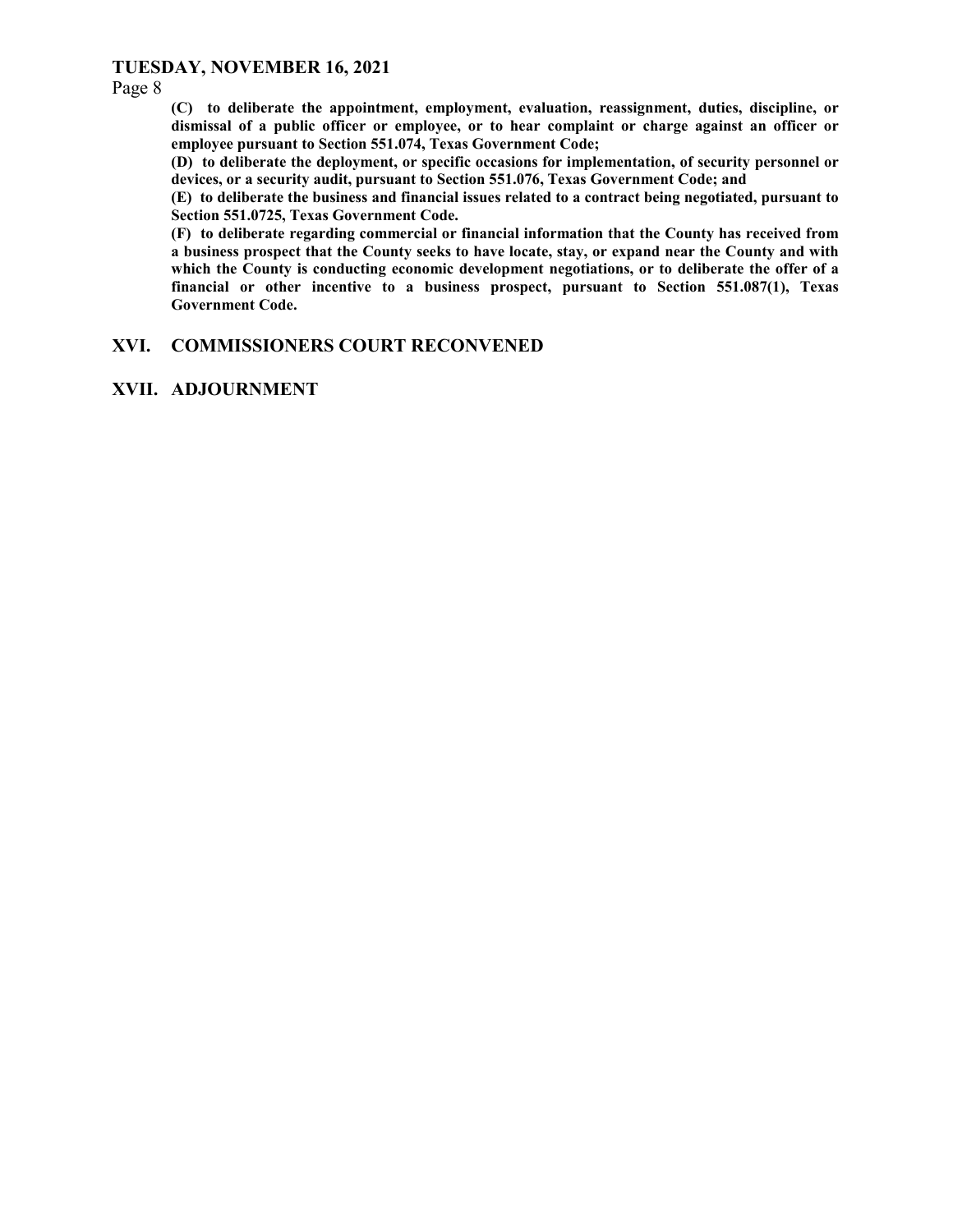**(C) to deliberate the appointment, employment, evaluation, reassignment, duties, discipline, or dismissal of a public officer or employee, or to hear complaint or charge against an officer or employee pursuant to Section 551.074, Texas Government Code;**

**(D) to deliberate the deployment, or specific occasions for implementation, of security personnel or devices, or a security audit, pursuant to Section 551.076, Texas Government Code; and**

**(E) to deliberate the business and financial issues related to a contract being negotiated, pursuant to Section 551.0725, Texas Government Code.**

**(F) to deliberate regarding commercial or financial information that the County has received from a business prospect that the County seeks to have locate, stay, or expand near the County and with which the County is conducting economic development negotiations, or to deliberate the offer of a financial or other incentive to a business prospect, pursuant to Section 551.087(1), Texas Government Code.**

## XVI. COMMISSIONERS COURT RECONVENED

## XVII. ADJOURNMENT